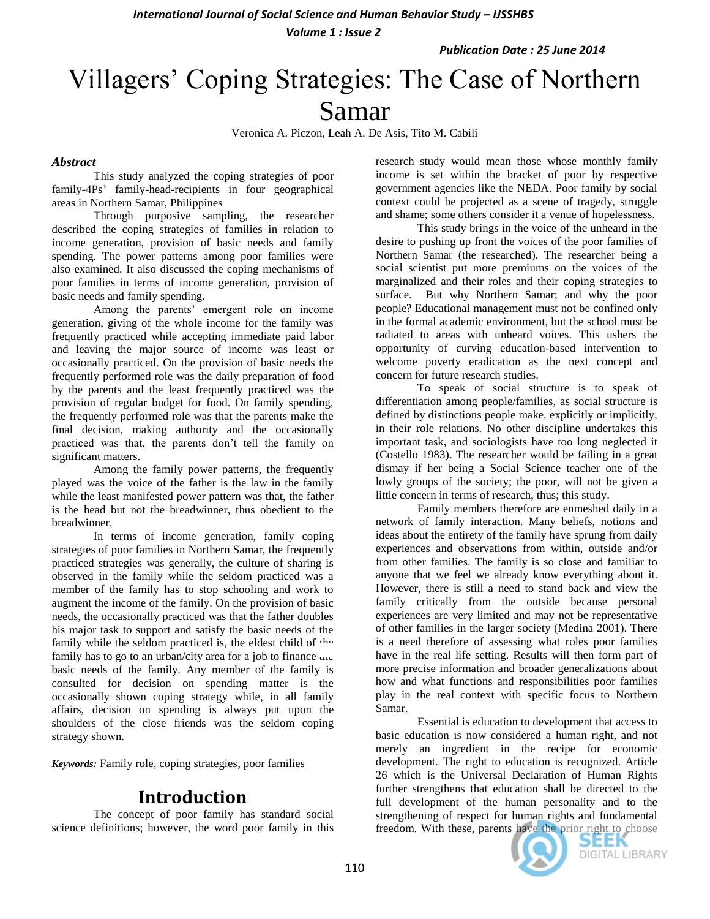# Villagers' Coping Strategies: The Case of Northern Samar

Veronica A. Piczon, Leah A. De Asis, Tito M. Cabili

### *Abstract*

This study analyzed the coping strategies of poor family-4Ps' family-head-recipients in four geographical areas in Northern Samar, Philippines

Through purposive sampling, the researcher described the coping strategies of families in relation to income generation, provision of basic needs and family spending. The power patterns among poor families were also examined. It also discussed the coping mechanisms of poor families in terms of income generation, provision of basic needs and family spending.

Among the parents' emergent role on income generation, giving of the whole income for the family was frequently practiced while accepting immediate paid labor and leaving the major source of income was least or occasionally practiced. On the provision of basic needs the frequently performed role was the daily preparation of food by the parents and the least frequently practiced was the provision of regular budget for food. On family spending, the frequently performed role was that the parents make the final decision, making authority and the occasionally practiced was that, the parents don't tell the family on significant matters.

Among the family power patterns, the frequently played was the voice of the father is the law in the family while the least manifested power pattern was that, the father is the head but not the breadwinner, thus obedient to the breadwinner.

In terms of income generation, family coping strategies of poor families in Northern Samar, the frequently practiced strategies was generally, the culture of sharing is observed in the family while the seldom practiced was a member of the family has to stop schooling and work to augment the income of the family. On the provision of basic needs, the occasionally practiced was that the father doubles his major task to support and satisfy the basic needs of the family while the seldom practiced is, the eldest child of the family has to go to an urban/city area for a job to finance the basic needs of the family. Any member of the family is consulted for decision on spending matter is the occasionally shown coping strategy while, in all family affairs, decision on spending is always put upon the shoulders of the close friends was the seldom coping strategy shown.

***Keywords:*** Family role, coping strategies, poor families

## Introduction

The concept of poor family has standard social science definitions; however, the word poor family in this research study would mean those whose monthly family income is set within the bracket of poor by respective government agencies like the NEDA. Poor family by social context could be projected as a scene of tragedy, struggle and shame; some others consider it a venue of hopelessness.

This study brings in the voice of the unheard in the desire to pushing up front the voices of the poor families of Northern Samar (the researched). The researcher being a social scientist put more premiums on the voices of the marginalized and their roles and their coping strategies to surface. But why Northern Samar; and why the poor people? Educational management must not be confined only in the formal academic environment, but the school must be radiated to areas with unheard voices. This ushers the opportunity of curving education-based intervention to welcome poverty eradication as the next concept and concern for future research studies.

To speak of social structure is to speak of differentiation among people/families, as social structure is defined by distinctions people make, explicitly or implicitly, in their role relations. No other discipline undertakes this important task, and sociologists have too long neglected it (Costello 1983). The researcher would be failing in a great dismay if her being a Social Science teacher one of the lowly groups of the society; the poor, will not be given a little concern in terms of research, thus; this study.

Family members therefore are enmeshed daily in a network of family interaction. Many beliefs, notions and ideas about the entirety of the family have sprung from daily experiences and observations from within, outside and/or from other families. The family is so close and familiar to anyone that we feel we already know everything about it. However, there is still a need to stand back and view the family critically from the outside because personal experiences are very limited and may not be representative of other families in the larger society (Medina 2001). There is a need therefore of assessing what roles poor families have in the real life setting. Results will then form part of more precise information and broader generalizations about how and what functions and responsibilities poor families play in the real context with specific focus to Northern Samar.

Essential is education to development that access to basic education is now considered a human right, and not merely an ingredient in the recipe for economic development. The right to education is recognized. Article 26 which is the Universal Declaration of Human Rights further strengthens that education shall be directed to the full development of the human personality and to the strengthening of respect for human rights and fundamental freedom. With these, parents have the prior right to choose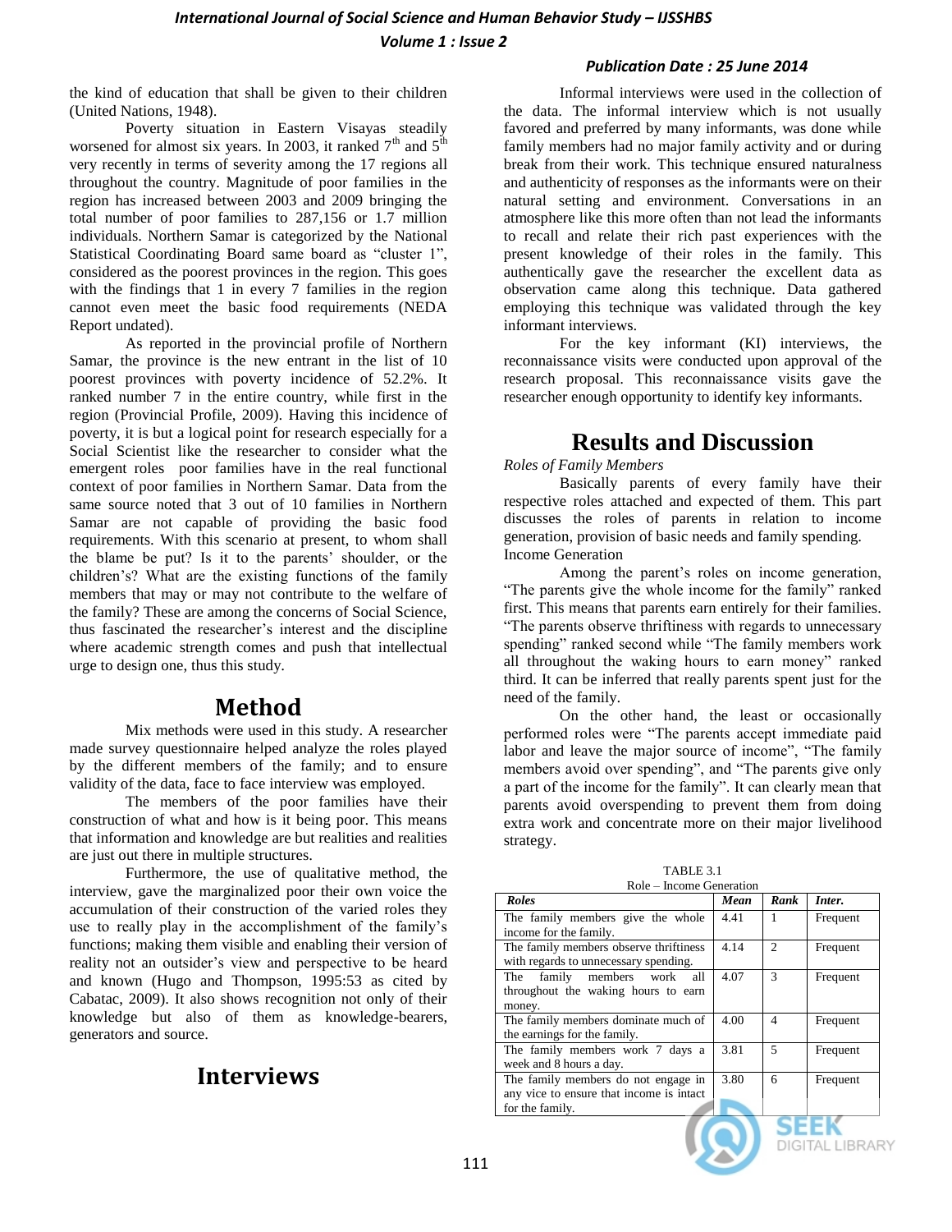the kind of education that shall be given to their children (United Nations, 1948).

Poverty situation in Eastern Visayas steadily worsened for almost six years. In 2003, it ranked 7th and 5th very recently in terms of severity among the 17 regions all throughout the country. Magnitude of poor families in the region has increased between 2003 and 2009 bringing the total number of poor families to 287,156 or 1.7 million individuals. Northern Samar is categorized by the National Statistical Coordinating Board same board as "cluster 1", considered as the poorest provinces in the region. This goes with the findings that 1 in every 7 families in the region cannot even meet the basic food requirements (NEDA Report undated).

As reported in the provincial profile of Northern Samar, the province is the new entrant in the list of 10 poorest provinces with poverty incidence of 52.2%. It ranked number 7 in the entire country, while first in the region (Provincial Profile, 2009). Having this incidence of poverty, it is but a logical point for research especially for a Social Scientist like the researcher to consider what the emergent roles poor families have in the real functional context of poor families in Northern Samar. Data from the same source noted that 3 out of 10 families in Northern Samar are not capable of providing the basic food requirements. With this scenario at present, to whom shall the blame be put? Is it to the parents' shoulder, or the children's? What are the existing functions of the family members that may or may not contribute to the welfare of the family? These are among the concerns of Social Science, thus fascinated the researcher's interest and the discipline where academic strength comes and push that intellectual urge to design one, thus this study.

# Method

Mix methods were used in this study. A researcher made survey questionnaire helped analyze the roles played by the different members of the family; and to ensure validity of the data, face to face interview was employed.

The members of the poor families have their construction of what and how is it being poor. This means that information and knowledge are but realities and realities are just out there in multiple structures.

Furthermore, the use of qualitative method, the interview, gave the marginalized poor their own voice the accumulation of their construction of the varied roles they use to really play in the accomplishment of the family's functions; making them visible and enabling their version of reality not an outsider's view and perspective to be heard and known (Hugo and Thompson, 1995:53 as cited by Cabatac, 2009). It also shows recognition not only of their knowledge but also of them as knowledge-bearers, generators and source.

# Interviews

Informal interviews were used in the collection of the data. The informal interview which is not usually favored and preferred by many informants, was done while family members had no major family activity and or during break from their work. This technique ensured naturalness and authenticity of responses as the informants were on their natural setting and environment. Conversations in an atmosphere like this more often than not lead the informants to recall and relate their rich past experiences with the present knowledge of their roles in the family. This authentically gave the researcher the excellent data as observation came along this technique. Data gathered employing this technique was validated through the key informant interviews.

For the key informant (KI) interviews, the reconnaissance visits were conducted upon approval of the research proposal. This reconnaissance visits gave the researcher enough opportunity to identify key informants.

# Results and Discussion

*Roles of Family Members*

Basically parents of every family have their respective roles attached and expected of them. This part discusses the roles of parents in relation to income generation, provision of basic needs and family spending.

Income Generation

Among the parent's roles on income generation, "The parents give the whole income for the family" ranked first. This means that parents earn entirely for their families. "The parents observe thriftiness with regards to unnecessary spending" ranked second while "The family members work all throughout the waking hours to earn money" ranked third. It can be inferred that really parents spent just for the need of the family.

On the other hand, the least or occasionally performed roles were "The parents accept immediate paid labor and leave the major source of income", "The family members avoid over spending", and "The parents give only a part of the income for the family". It can clearly mean that parents avoid overspending to prevent them from doing extra work and concentrate more on their major livelihood strategy.

TABLE 3.1
Role – Income Generation

| *Roles* | *Mean* | *Rank* | *Inter.* |
|---|---|---|---|
| The family members give the whole income for the family. | 4.41 | 1 | Frequent |
| The family members observe thriftiness with regards to unnecessary spending. | 4.14 | 2 | Frequent |
| The family members work all throughout the waking hours to earn money. | 4.07 | 3 | Frequent |
| The family members dominate much of the earnings for the family. | 4.00 | 4 | Frequent |
| The family members work 7 days a week and 8 hours a day. | 3.81 | 5 | Frequent |
| The family members do not engage in any vice to ensure that income is intact for the family. | 3.80 | 6 | Frequent |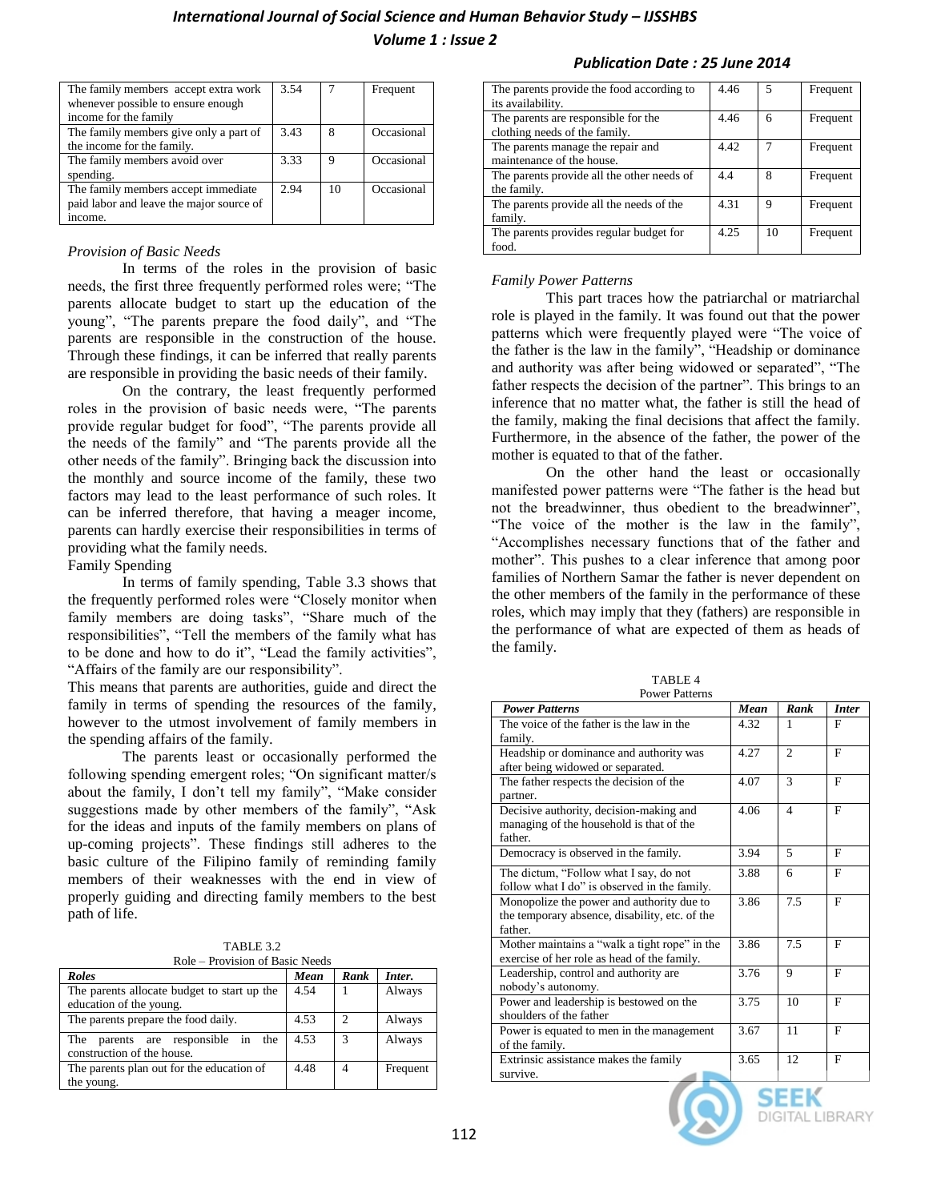| | | | |
|---|---|---|---|
| The family members accept extra work whenever possible to ensure enough income for the family | 3.54 | 7 | Frequent |
| The family members give only a part of the income for the family. | 3.43 | 8 | Occasional |
| The family members avoid over spending. | 3.33 | 9 | Occasional |
| The family members accept immediate paid labor and leave the major source of income. | 2.94 | 10 | Occasional |

*Provision of Basic Needs*

In terms of the roles in the provision of basic needs, the first three frequently performed roles were; "The parents allocate budget to start up the education of the young", "The parents prepare the food daily", and "The parents are responsible in the construction of the house. Through these findings, it can be inferred that really parents are responsible in providing the basic needs of their family.

On the contrary, the least frequently performed roles in the provision of basic needs were, "The parents provide regular budget for food", "The parents provide all the needs of the family" and "The parents provide all the other needs of the family". Bringing back the discussion into the monthly and source income of the family, these two factors may lead to the least performance of such roles. It can be inferred therefore, that having a meager income, parents can hardly exercise their responsibilities in terms of providing what the family needs.

Family Spending

In terms of family spending, Table 3.3 shows that the frequently performed roles were "Closely monitor when family members are doing tasks", "Share much of the responsibilities", "Tell the members of the family what has to be done and how to do it", "Lead the family activities", "Affairs of the family are our responsibility".

This means that parents are authorities, guide and direct the family in terms of spending the resources of the family, however to the utmost involvement of family members in the spending affairs of the family.

The parents least or occasionally performed the following spending emergent roles; "On significant matter/s about the family, I don't tell my family", "Make consider suggestions made by other members of the family", "Ask for the ideas and inputs of the family members on plans of up-coming projects". These findings still adheres to the basic culture of the Filipino family of reminding family members of their weaknesses with the end in view of properly guiding and directing family members to the best path of life.

TABLE 3.2
Role – Provision of Basic Needs

| *Roles* | *Mean* | *Rank* | *Inter.* |
|---|---|---|---|
| The parents allocate budget to start up the education of the young. | 4.54 | 1 | Always |
| The parents prepare the food daily. | 4.53 | 2 | Always |
| The parents are responsible in the construction of the house. | 4.53 | 3 | Always |
| The parents plan out for the education of the young. | 4.48 | 4 | Frequent |
| The parents provide the food according to its availability. | 4.46 | 5 | Frequent |
| The parents are responsible for the clothing needs of the family. | 4.46 | 6 | Frequent |
| The parents manage the repair and maintenance of the house. | 4.42 | 7 | Frequent |
| The parents provide all the other needs of the family. | 4.4 | 8 | Frequent |
| The parents provide all the needs of the family. | 4.31 | 9 | Frequent |
| The parents provides regular budget for food. | 4.25 | 10 | Frequent |

*Family Power Patterns*

This part traces how the patriarchal or matriarchal role is played in the family. It was found out that the power patterns which were frequently played were "The voice of the father is the law in the family", "Headship or dominance and authority was after being widowed or separated", "The father respects the decision of the partner". This brings to an inference that no matter what, the father is still the head of the family, making the final decisions that affect the family. Furthermore, in the absence of the father, the power of the mother is equated to that of the father.

On the other hand the least or occasionally manifested power patterns were "The father is the head but not the breadwinner, thus obedient to the breadwinner", "The voice of the mother is the law in the family", "Accomplishes necessary functions that of the father and mother". This pushes to a clear inference that among poor families of Northern Samar the father is never dependent on the other members of the family in the performance of these roles, which may imply that they (fathers) are responsible in the performance of what are expected of them as heads of the family.

TABLE 4
Power Patterns

| *Power Patterns* | *Mean* | *Rank* | *Inter* |
|---|---|---|---|
| The voice of the father is the law in the family. | 4.32 | 1 | F |
| Headship or dominance and authority was after being widowed or separated. | 4.27 | 2 | F |
| The father respects the decision of the partner. | 4.07 | 3 | F |
| Decisive authority, decision-making and managing of the household is that of the father. | 4.06 | 4 | F |
| Democracy is observed in the family. | 3.94 | 5 | F |
| The dictum, "Follow what I say, do not follow what I do" is observed in the family. | 3.88 | 6 | F |
| Monopolize the power and authority due to the temporary absence, disability, etc. of the father. | 3.86 | 7.5 | F |
| Mother maintains a "walk a tight rope" in the exercise of her role as head of the family. | 3.86 | 7.5 | F |
| Leadership, control and authority are nobody's autonomy. | 3.76 | 9 | F |
| Power and leadership is bestowed on the shoulders of the father | 3.75 | 10 | F |
| Power is equated to men in the management of the family. | 3.67 | 11 | F |
| Extrinsic assistance makes the family survive. | 3.65 | 12 | F |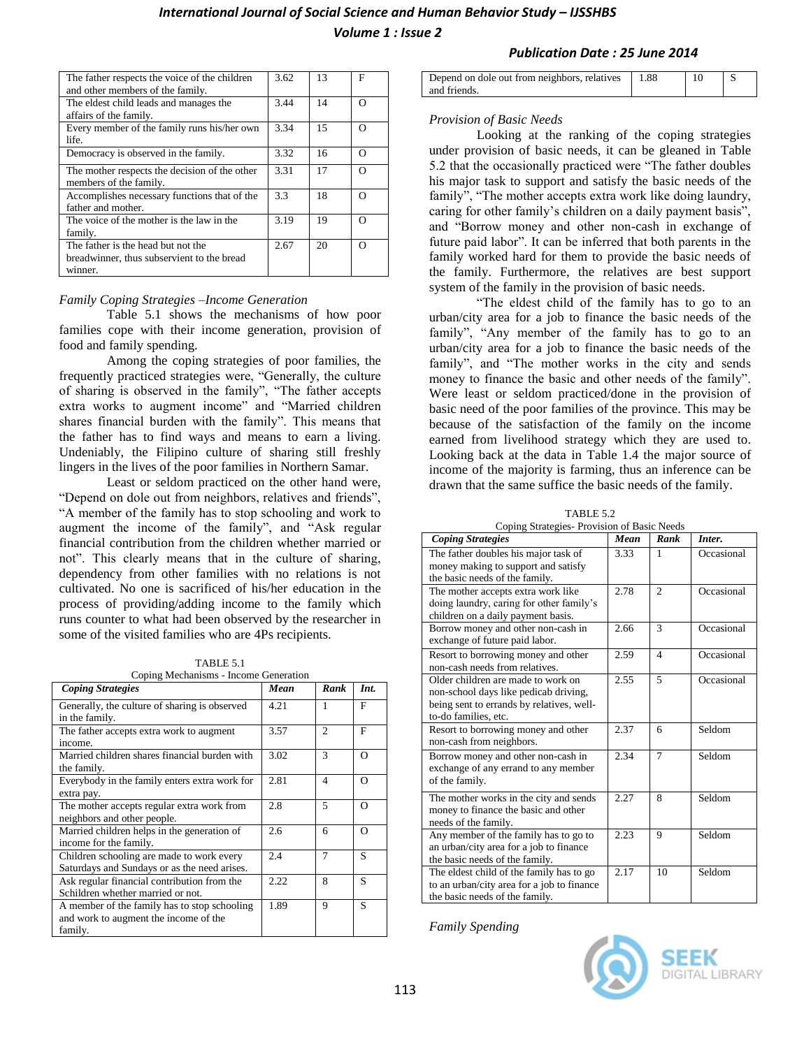| | | | |
|---|---|---|---|
| The father respects the voice of the children and other members of the family. | 3.62 | 13 | F |
| The eldest child leads and manages the affairs of the family. | 3.44 | 14 | O |
| Every member of the family runs his/her own life. | 3.34 | 15 | O |
| Democracy is observed in the family. | 3.32 | 16 | O |
| The mother respects the decision of the other members of the family. | 3.31 | 17 | O |
| Accomplishes necessary functions that of the father and mother. | 3.3 | 18 | O |
| The voice of the mother is the law in the family. | 3.19 | 19 | O |
| The father is the head but not the breadwinner, thus subservient to the bread winner. | 2.67 | 20 | O |

*Family Coping Strategies –Income Generation*

Table 5.1 shows the mechanisms of how poor families cope with their income generation, provision of food and family spending.

Among the coping strategies of poor families, the frequently practiced strategies were, "Generally, the culture of sharing is observed in the family", "The father accepts extra works to augment income" and "Married children shares financial burden with the family". This means that the father has to find ways and means to earn a living. Undeniably, the Filipino culture of sharing still freshly lingers in the lives of the poor families in Northern Samar.

Least or seldom practiced on the other hand were, "Depend on dole out from neighbors, relatives and friends", "A member of the family has to stop schooling and work to augment the income of the family", and "Ask regular financial contribution from the children whether married or not". This clearly means that in the culture of sharing, dependency from other families with no relations is not cultivated. No one is sacrificed of his/her education in the process of providing/adding income to the family which runs counter to what had been observed by the researcher in some of the visited families who are 4Ps recipients.

TABLE 5.1
Coping Mechanisms - Income Generation

| ***Coping Strategies*** | ***Mean*** | ***Rank*** | ***Int.*** |
|---|---|---|---|
| Generally, the culture of sharing is observed in the family. | 4.21 | 1 | F |
| The father accepts extra work to augment income. | 3.57 | 2 | F |
| Married children shares financial burden with the family. | 3.02 | 3 | O |
| Everybody in the family enters extra work for extra pay. | 2.81 | 4 | O |
| The mother accepts regular extra work from neighbors and other people. | 2.8 | 5 | O |
| Married children helps in the generation of income for the family. | 2.6 | 6 | O |
| Children schooling are made to work every Saturdays and Sundays or as the need arises. | 2.4 | 7 | S |
| Ask regular financial contribution from the Schildren whether married or not. | 2.22 | 8 | S |
| A member of the family has to stop schooling and work to augment the income of the family. | 1.89 | 9 | S |
| Depend on dole out from neighbors, relatives and friends. | 1.88 | 10 | S |

*Provision of Basic Needs*

Looking at the ranking of the coping strategies under provision of basic needs, it can be gleaned in Table 5.2 that the occasionally practiced were "The father doubles his major task to support and satisfy the basic needs of the family", "The mother accepts extra work like doing laundry, caring for other family's children on a daily payment basis", and "Borrow money and other non-cash in exchange of future paid labor". It can be inferred that both parents in the family worked hard for them to provide the basic needs of the family. Furthermore, the relatives are best support system of the family in the provision of basic needs.

"The eldest child of the family has to go to an urban/city area for a job to finance the basic needs of the family", "Any member of the family has to go to an urban/city area for a job to finance the basic needs of the family", and "The mother works in the city and sends money to finance the basic and other needs of the family". Were least or seldom practiced/done in the provision of basic need of the poor families of the province. This may be because of the satisfaction of the family on the income earned from livelihood strategy which they are used to. Looking back at the data in Table 1.4 the major source of income of the majority is farming, thus an inference can be drawn that the same suffice the basic needs of the family.

TABLE 5.2
Coping Strategies- Provision of Basic Needs

| ***Coping Strategies*** | ***Mean*** | ***Rank*** | ***Inter.*** |
|---|---|---|---|
| The father doubles his major task of money making to support and satisfy the basic needs of the family. | 3.33 | 1 | Occasional |
| The mother accepts extra work like doing laundry, caring for other family's children on a daily payment basis. | 2.78 | 2 | Occasional |
| Borrow money and other non-cash in exchange of future paid labor. | 2.66 | 3 | Occasional |
| Resort to borrowing money and other non-cash needs from relatives. | 2.59 | 4 | Occasional |
| Older children are made to work on non-school days like pedicab driving, being sent to errands by relatives, well-to-do families, etc. | 2.55 | 5 | Occasional |
| Resort to borrowing money and other non-cash from neighbors. | 2.37 | 6 | Seldom |
| Borrow money and other non-cash in exchange of any errand to any member of the family. | 2.34 | 7 | Seldom |
| The mother works in the city and sends money to finance the basic and other needs of the family. | 2.27 | 8 | Seldom |
| Any member of the family has to go to an urban/city area for a job to finance the basic needs of the family. | 2.23 | 9 | Seldom |
| The eldest child of the family has to go to an urban/city area for a job to finance the basic needs of the family. | 2.17 | 10 | Seldom |

*Family Spending*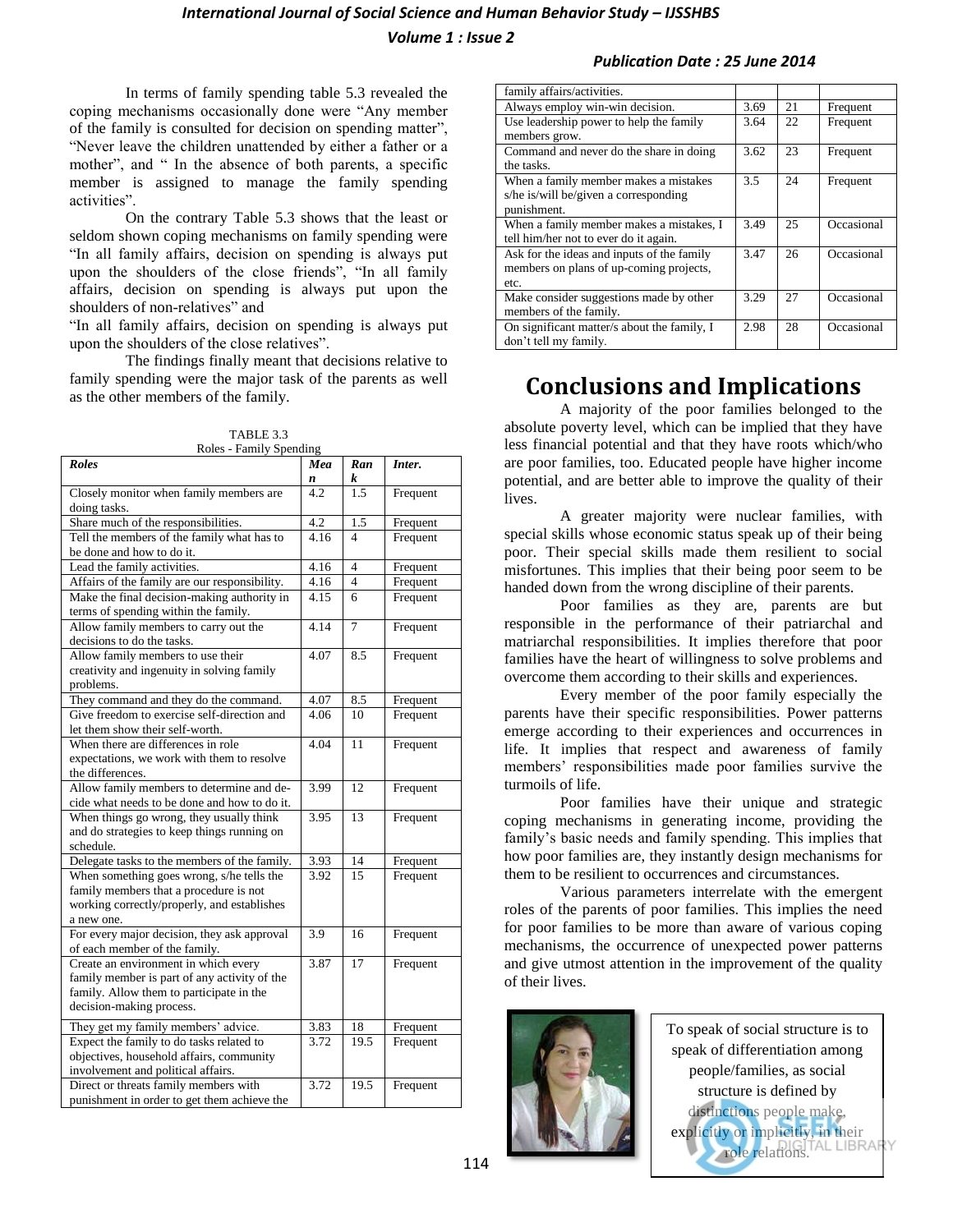In terms of family spending table 5.3 revealed the coping mechanisms occasionally done were "Any member of the family is consulted for decision on spending matter", "Never leave the children unattended by either a father or a mother", and " In the absence of both parents, a specific member is assigned to manage the family spending activities".

On the contrary Table 5.3 shows that the least or seldom shown coping mechanisms on family spending were "In all family affairs, decision on spending is always put upon the shoulders of the close friends", "In all family affairs, decision on spending is always put upon the shoulders of non-relatives" and

"In all family affairs, decision on spending is always put upon the shoulders of the close relatives".

The findings finally meant that decisions relative to family spending were the major task of the parents as well as the other members of the family.

TABLE 3.3
Roles - Family Spending

| *Roles* | *Mean* | *Rank* | *Inter.* |
|---|---|---|---|
| Closely monitor when family members are doing tasks. | 4.2 | 1.5 | Frequent |
| Share much of the responsibilities. | 4.2 | 1.5 | Frequent |
| Tell the members of the family what has to be done and how to do it. | 4.16 | 4 | Frequent |
| Lead the family activities. | 4.16 | 4 | Frequent |
| Affairs of the family are our responsibility. | 4.16 | 4 | Frequent |
| Make the final decision-making authority in terms of spending within the family. | 4.15 | 6 | Frequent |
| Allow family members to carry out the decisions to do the tasks. | 4.14 | 7 | Frequent |
| Allow family members to use their creativity and ingenuity in solving family problems. | 4.07 | 8.5 | Frequent |
| They command and they do the command. | 4.07 | 8.5 | Frequent |
| Give freedom to exercise self-direction and let them show their self-worth. | 4.06 | 10 | Frequent |
| When there are differences in role expectations, we work with them to resolve the differences. | 4.04 | 11 | Frequent |
| Allow family members to determine and decide what needs to be done and how to do it. | 3.99 | 12 | Frequent |
| When things go wrong, they usually think and do strategies to keep things running on schedule. | 3.95 | 13 | Frequent |
| Delegate tasks to the members of the family. | 3.93 | 14 | Frequent |
| When something goes wrong, s/he tells the family members that a procedure is not working correctly/properly, and establishes a new one. | 3.92 | 15 | Frequent |
| For every major decision, they ask approval of each member of the family. | 3.9 | 16 | Frequent |
| Create an environment in which every family member is part of any activity of the family. Allow them to participate in the decision-making process. | 3.87 | 17 | Frequent |
| They get my family members' advice. | 3.83 | 18 | Frequent |
| Expect the family to do tasks related to objectives, household affairs, community involvement and political affairs. | 3.72 | 19.5 | Frequent |
| Direct or threats family members with punishment in order to get them achieve the family affairs/activities. | 3.72 | 19.5 | Frequent |
| Always employ win-win decision. | 3.69 | 21 | Frequent |
| Use leadership power to help the family members grow. | 3.64 | 22 | Frequent |
| Command and never do the share in doing the tasks. | 3.62 | 23 | Frequent |
| When a family member makes a mistakes s/he is/will be/given a corresponding punishment. | 3.5 | 24 | Frequent |
| When a family member makes a mistakes, I tell him/her not to ever do it again. | 3.49 | 25 | Occasional |
| Ask for the ideas and inputs of the family members on plans of up-coming projects, etc. | 3.47 | 26 | Occasional |
| Make consider suggestions made by other members of the family. | 3.29 | 27 | Occasional |
| On significant matter/s about the family, I don't tell my family. | 2.98 | 28 | Occasional |

# Conclusions and Implications

A majority of the poor families belonged to the absolute poverty level, which can be implied that they have less financial potential and that they have roots which/who are poor families, too. Educated people have higher income potential, and are better able to improve the quality of their lives.

A greater majority were nuclear families, with special skills whose economic status speak up of their being poor. Their special skills made them resilient to social misfortunes. This implies that their being poor seem to be handed down from the wrong discipline of their parents.

Poor families as they are, parents are but responsible in the performance of their patriarchal and matriarchal responsibilities. It implies therefore that poor families have the heart of willingness to solve problems and overcome them according to their skills and experiences.

Every member of the poor family especially the parents have their specific responsibilities. Power patterns emerge according to their experiences and occurrences in life. It implies that respect and awareness of family members' responsibilities made poor families survive the turmoils of life.

Poor families have their unique and strategic coping mechanisms in generating income, providing the family's basic needs and family spending. This implies that how poor families are, they instantly design mechanisms for them to be resilient to occurrences and circumstances.

Various parameters interrelate with the emergent roles of the parents of poor families. This implies the need for poor families to be more than aware of various coping mechanisms, the occurrence of unexpected power patterns and give utmost attention in the improvement of the quality of their lives.

To speak of social structure is to speak of differentiation among people/families, as social structure is defined by distinctions people make, explicitly or implicitly, in their role relations.